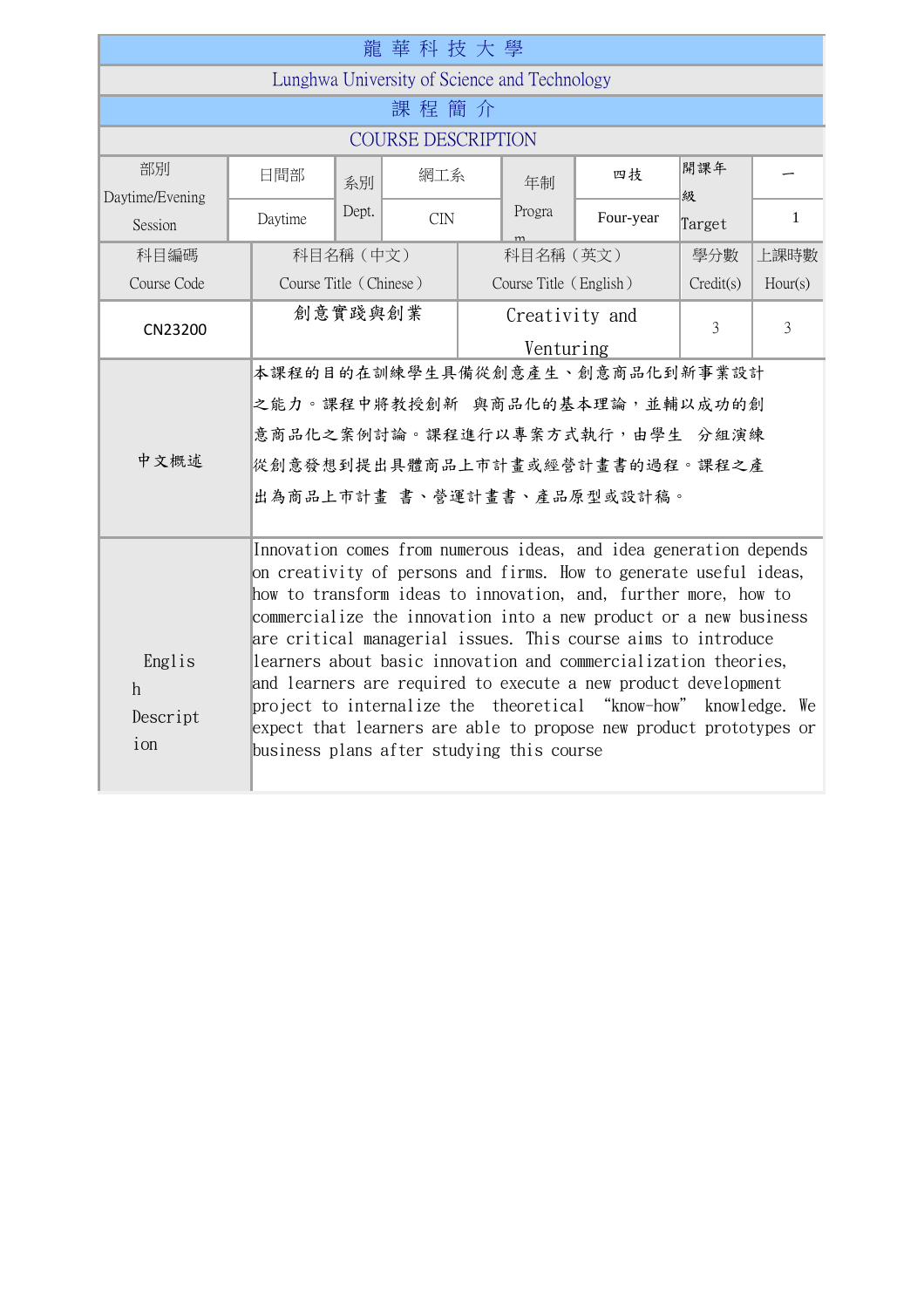# 龍 華 科 技 大 學

## Lunghwa University of Science and Technology

## 課 程 簡 介

## COURSE DESCRIPTION

| 部別 Daytime/Evening Session | 日間部 Daytime | 系別 Dept. | 網工系 CIN | 年制 Program | 四技 Four-year | 開課年級 Target | 一 1 |
|---|---|---|---|---|---|---|---|

| 科目編碼 Course Code | 科目名稱（中文） Course Title（Chinese） | 科目名稱（英文） Course Title（English） | 學分數 Credit(s) | 上課時數 Hour(s) |
|---|---|---|---|---|
| CN23200 | 創意實踐與創業 | Creativity and Venturing | 3 | 3 |

| | |
|---|---|
| 中文概述 | 本課程的目的在訓練學生具備從創意產生、創意商品化到新事業設計之能力。課程中將教授創新 與商品化的基本理論，並輔以成功的創意商品化之案例討論。課程進行以專案方式執行，由學生 分組演練從創意發想到提出具體商品上市計畫或經營計畫書的過程。課程之產出為商品上市計畫 書、營運計畫書、產品原型或設計稿。 |
| English Description | Innovation comes from numerous ideas, and idea generation depends on creativity of persons and firms. How to generate useful ideas, how to transform ideas to innovation, and, further more, how to commercialize the innovation into a new product or a new business are critical managerial issues. This course aims to introduce learners about basic innovation and commercialization theories, and learners are required to execute a new product development project to internalize the theoretical "know-how" knowledge. We expect that learners are able to propose new product prototypes or business plans after studying this course |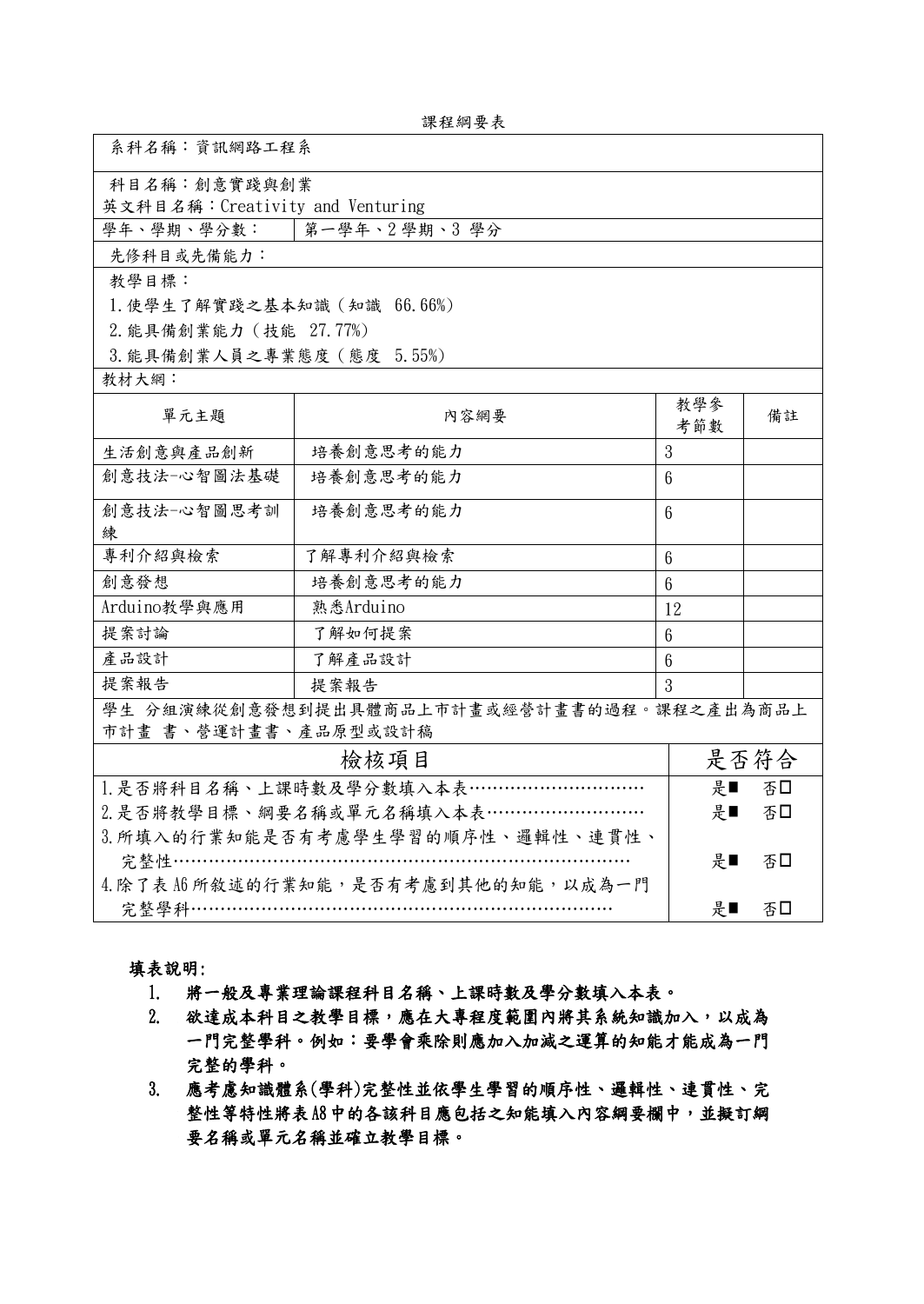課程綱要表

| 系科名稱：資訊網路工程系 | | | |
|---|---|---|---|
| 科目名稱：創意實踐與創業<br>英文科目名稱：Creativity and Venturing | | | |
| 學年、學期、學分數： | 第一學年、2 學期、3 學分 | | |
| 先修科目或先備能力： | | | |
| 教學目標：<br>1.使學生了解實踐之基本知識（知識 66.66%）<br>2.能具備創業能力（技能 27.77%）<br>3.能具備創業人員之專業態度（態度 5.55%） | | | |
| 教材大綱： | | | |
| 單元主題 | 內容綱要 | 教學參考節數 | 備註 |
| 生活創意與產品創新 | 培養創意思考的能力 | 3 | |
| 創意技法-心智圖法基礎 | 培養創意思考的能力 | 6 | |
| 創意技法-心智圖思考訓練 | 培養創意思考的能力 | 6 | |
| 專利介紹與檢索 | 了解專利介紹與檢索 | 6 | |
| 創意發想 | 培養創意思考的能力 | 6 | |
| Arduino教學與應用 | 熟悉Arduino | 12 | |
| 提案討論 | 了解如何提案 | 6 | |
| 產品設計 | 了解產品設計 | 6 | |
| 提案報告 | 提案報告 | 3 | |
| 學生 分組演練從創意發想到提出具體商品上市計畫或經營計畫書的過程。課程之產出為商品上市計畫 書、營運計畫書、產品原型或設計稿 | | | |

| 檢核項目 | 是否符合 |
|---|---|
| 1.是否將科目名稱、上課時數及學分數填入本表………………………… | 是■ 否□ |
| 2.是否將教學目標、綱要名稱或單元名稱填入本表……………………… | 是■ 否□ |
| 3.所填入的行業知能是否有考慮學生學習的順序性、邏輯性、連貫性、完整性…………………………………………………………………… | 是■ 否□ |
| 4.除了表 A6 所敘述的行業知能，是否有考慮到其他的知能，以成為一門完整學科……………………………………………………………… | 是■ 否□ |

**填表說明:**

1. **將一般及專業理論課程科目名稱、上課時數及學分數填入本表。**
2. **欲達成本科目之教學目標，應在大專程度範圍內將其系統知識加入，以成為一門完整學科。例如：要學會乘除則應加入加減之運算的知能才能成為一門完整的學科。**
3. **應考慮知識體系(學科)完整性並依學生學習的順序性、邏輯性、連貫性、完整性等特性將表A8中的各該科目應包括之知能填入內容綱要欄中，並擬訂綱要名稱或單元名稱並確立教學目標。**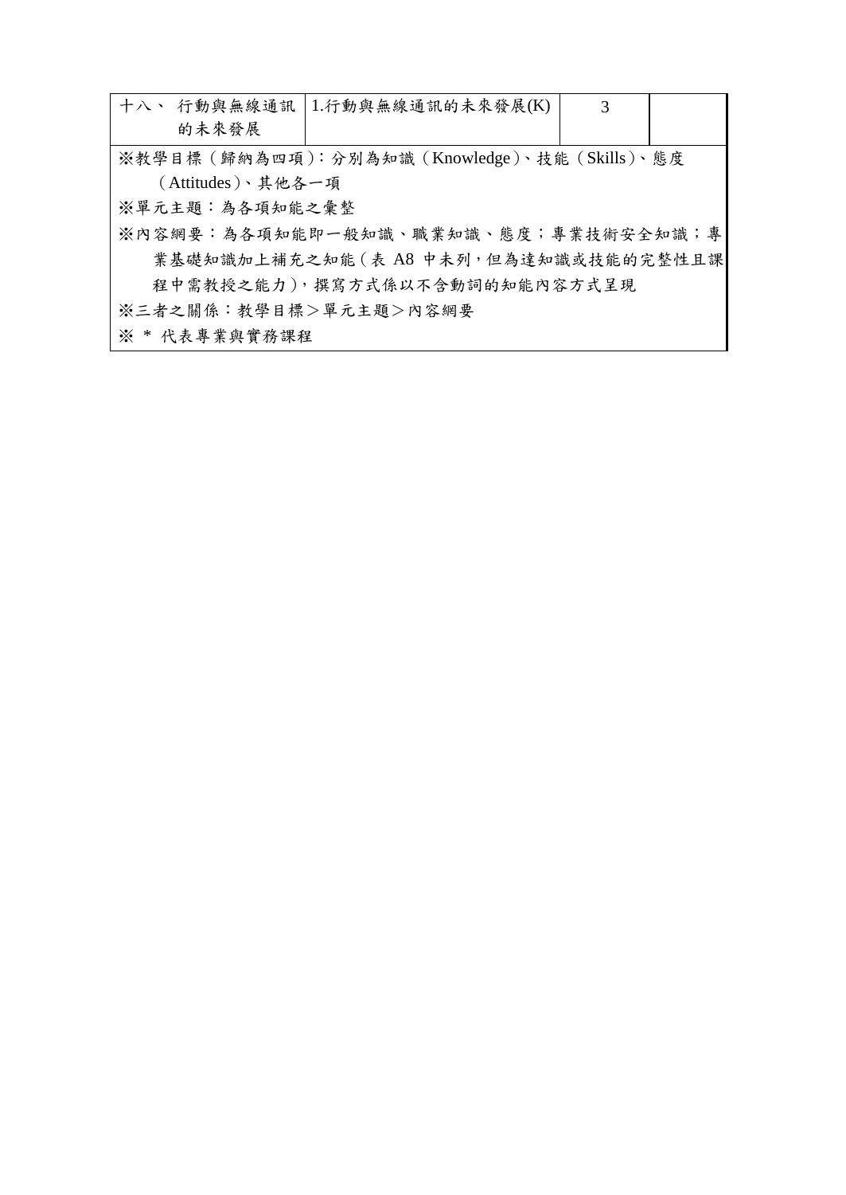| | | | |
|---|---|---|---|
| 十八、 行動與無線通訊的未來發展 | 1.行動與無線通訊的未來發展(K) | 3 | |

※教學目標（歸納為四項）：分別為知識（Knowledge）、技能（Skills）、態度（Attitudes）、其他各一項

※單元主題：為各項知能之彙整

※內容網要：為各項知能即一般知識、職業知識、態度；專業技術安全知識；專業基礎知識加上補充之知能（表 A8 中未列，但為達知識或技能的完整性且課程中需教授之能力），撰寫方式係以不含動詞的知能內容方式呈現

※三者之關係：教學目標＞單元主題＞內容網要

※ * 代表專業與實務課程